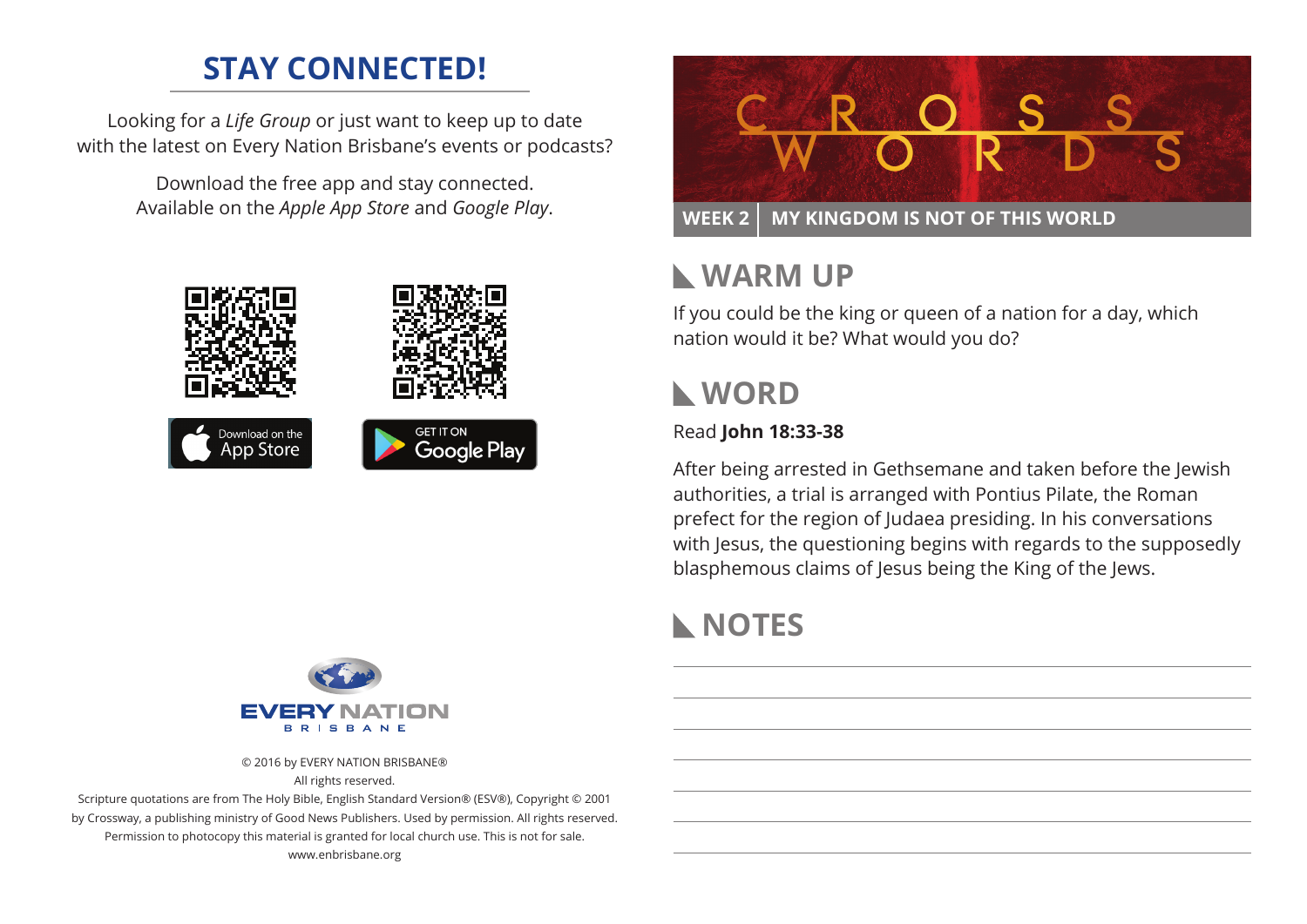## STAY CONNECTED!

Looking for a *Life Group* or just want to keep up to date with the latest on Every Nation Brisbane's events or podcasts?

Download the free app and stay connected.
Available on the *Apple App Store* and *Google Play*.

Download on the App Store

GET IT ON Google Play

EVERY NATION
BRISBANE

© 2016 by EVERY NATION BRISBANE®
All rights reserved.
Scripture quotations are from The Holy Bible, English Standard Version® (ESV®), Copyright © 2001 by Crossway, a publishing ministry of Good News Publishers. Used by permission. All rights reserved.
Permission to photocopy this material is granted for local church use. This is not for sale.
www.enbrisbane.org

# CROSS WORDS

**WEEK 2 | MY KINGDOM IS NOT OF THIS WORLD**

## WARM UP

If you could be the king or queen of a nation for a day, which nation would it be? What would you do?

## WORD

Read **John 18:33-38**

After being arrested in Gethsemane and taken before the Jewish authorities, a trial is arranged with Pontius Pilate, the Roman prefect for the region of Judaea presiding. In his conversations with Jesus, the questioning begins with regards to the supposedly blasphemous claims of Jesus being the King of the Jews.

## NOTES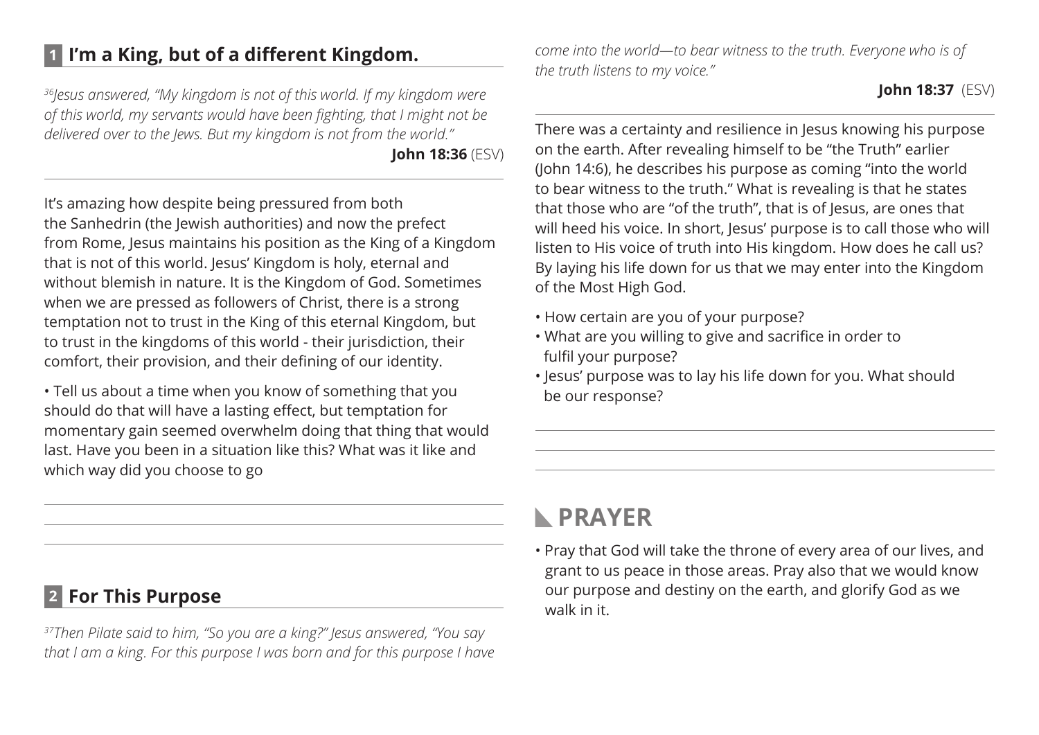## 1 I'm a King, but of a different Kingdom.

*[36]Jesus answered, "My kingdom is not of this world. If my kingdom were of this world, my servants would have been fighting, that I might not be delivered over to the Jews. But my kingdom is not from the world."*

**John 18:36** (ESV)

It's amazing how despite being pressured from both the Sanhedrin (the Jewish authorities) and now the prefect from Rome, Jesus maintains his position as the King of a Kingdom that is not of this world. Jesus' Kingdom is holy, eternal and without blemish in nature. It is the Kingdom of God. Sometimes when we are pressed as followers of Christ, there is a strong temptation not to trust in the King of this eternal Kingdom, but to trust in the kingdoms of this world - their jurisdiction, their comfort, their provision, and their defining of our identity.

- Tell us about a time when you know of something that you should do that will have a lasting effect, but temptation for momentary gain seemed overwhelm doing that thing that would last. Have you been in a situation like this? What was it like and which way did you choose to go

## 2 For This Purpose

*[37]Then Pilate said to him, "So you are a king?" Jesus answered, "You say that I am a king. For this purpose I was born and for this purpose I have come into the world—to bear witness to the truth. Everyone who is of the truth listens to my voice."*

**John 18:37** (ESV)

There was a certainty and resilience in Jesus knowing his purpose on the earth. After revealing himself to be "the Truth" earlier (John 14:6), he describes his purpose as coming "into the world to bear witness to the truth." What is revealing is that he states that those who are "of the truth", that is of Jesus, are ones that will heed his voice. In short, Jesus' purpose is to call those who will listen to His voice of truth into His kingdom. How does he call us? By laying his life down for us that we may enter into the Kingdom of the Most High God.

- How certain are you of your purpose?
- What are you willing to give and sacrifice in order to fulfil your purpose?
- Jesus' purpose was to lay his life down for you. What should be our response?

# PRAYER

- Pray that God will take the throne of every area of our lives, and grant to us peace in those areas. Pray also that we would know our purpose and destiny on the earth, and glorify God as we walk in it.